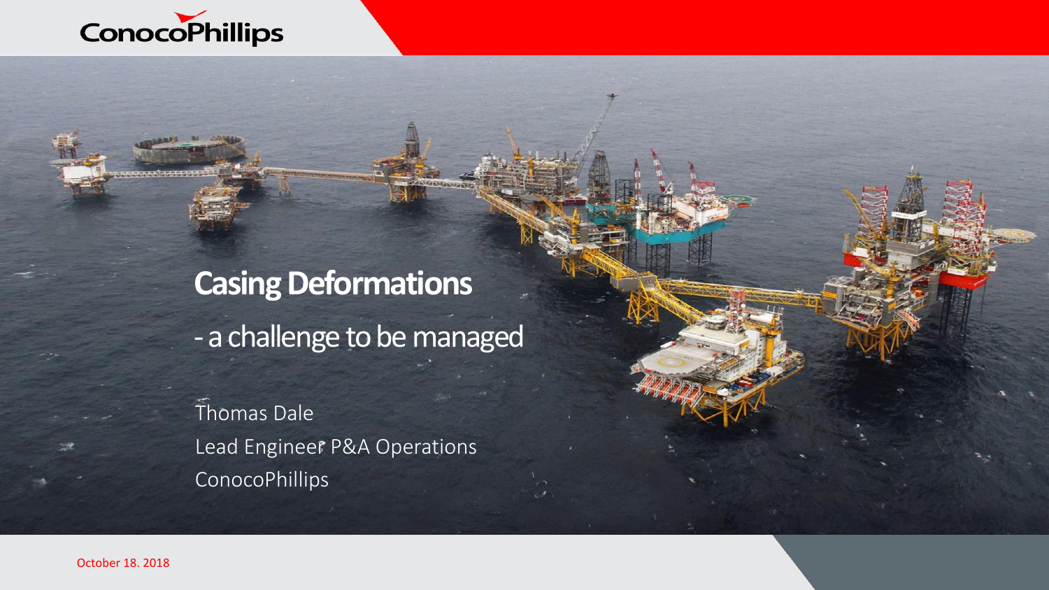ConocoPhillips

# Casing Deformations

## - a challenge to be managed

Thomas Dale
Lead Engineer P&A Operations
ConocoPhillips

October 18. 2018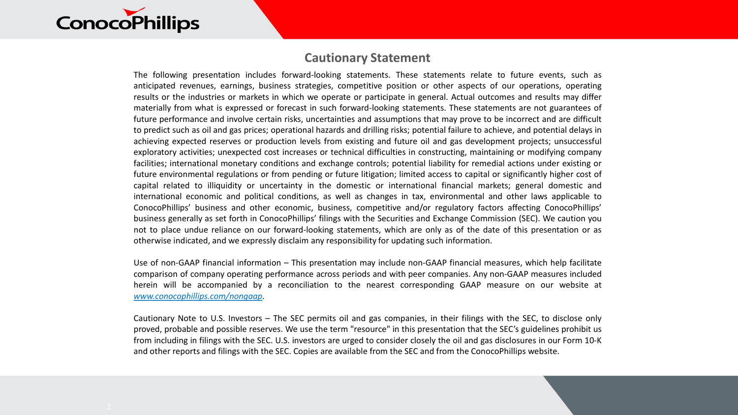## Cautionary Statement

The following presentation includes forward-looking statements. These statements relate to future events, such as anticipated revenues, earnings, business strategies, competitive position or other aspects of our operations, operating results or the industries or markets in which we operate or participate in general. Actual outcomes and results may differ materially from what is expressed or forecast in such forward-looking statements. These statements are not guarantees of future performance and involve certain risks, uncertainties and assumptions that may prove to be incorrect and are difficult to predict such as oil and gas prices; operational hazards and drilling risks; potential failure to achieve, and potential delays in achieving expected reserves or production levels from existing and future oil and gas development projects; unsuccessful exploratory activities; unexpected cost increases or technical difficulties in constructing, maintaining or modifying company facilities; international monetary conditions and exchange controls; potential liability for remedial actions under existing or future environmental regulations or from pending or future litigation; limited access to capital or significantly higher cost of capital related to illiquidity or uncertainty in the domestic or international financial markets; general domestic and international economic and political conditions, as well as changes in tax, environmental and other laws applicable to ConocoPhillips' business and other economic, business, competitive and/or regulatory factors affecting ConocoPhillips' business generally as set forth in ConocoPhillips' filings with the Securities and Exchange Commission (SEC). We caution you not to place undue reliance on our forward-looking statements, which are only as of the date of this presentation or as otherwise indicated, and we expressly disclaim any responsibility for updating such information.

Use of non-GAAP financial information – This presentation may include non-GAAP financial measures, which help facilitate comparison of company operating performance across periods and with peer companies. Any non-GAAP measures included herein will be accompanied by a reconciliation to the nearest corresponding GAAP measure on our website at *www.conocophillips.com/nongaap*.

Cautionary Note to U.S. Investors – The SEC permits oil and gas companies, in their filings with the SEC, to disclose only proved, probable and possible reserves. We use the term "resource" in this presentation that the SEC's guidelines prohibit us from including in filings with the SEC. U.S. investors are urged to consider closely the oil and gas disclosures in our Form 10-K and other reports and filings with the SEC. Copies are available from the SEC and from the ConocoPhillips website.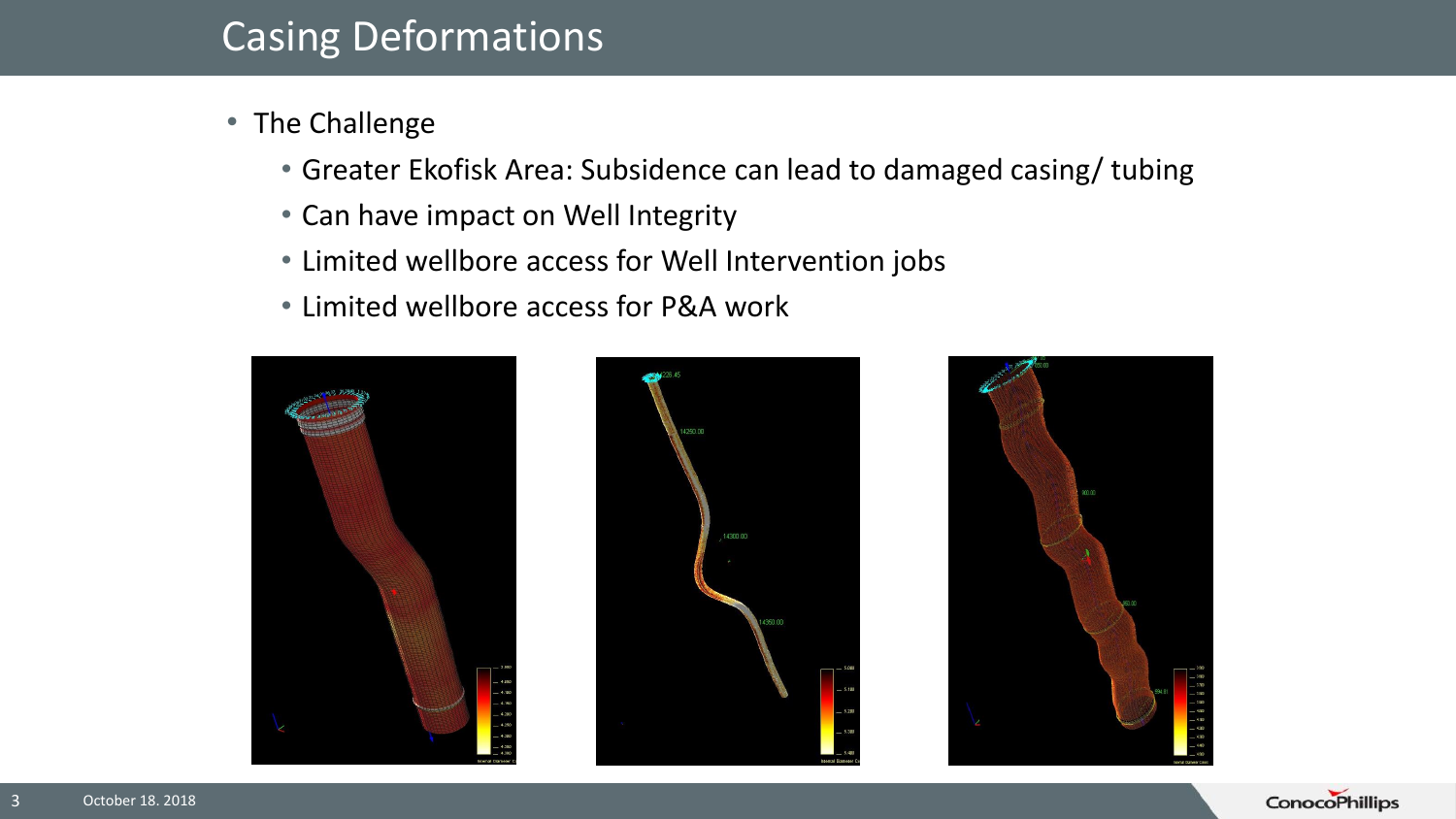# Casing Deformations

- The Challenge
  - Greater Ekofisk Area: Subsidence can lead to damaged casing/ tubing
  - Can have impact on Well Integrity
  - Limited wellbore access for Well Intervention jobs
  - Limited wellbore access for P&A work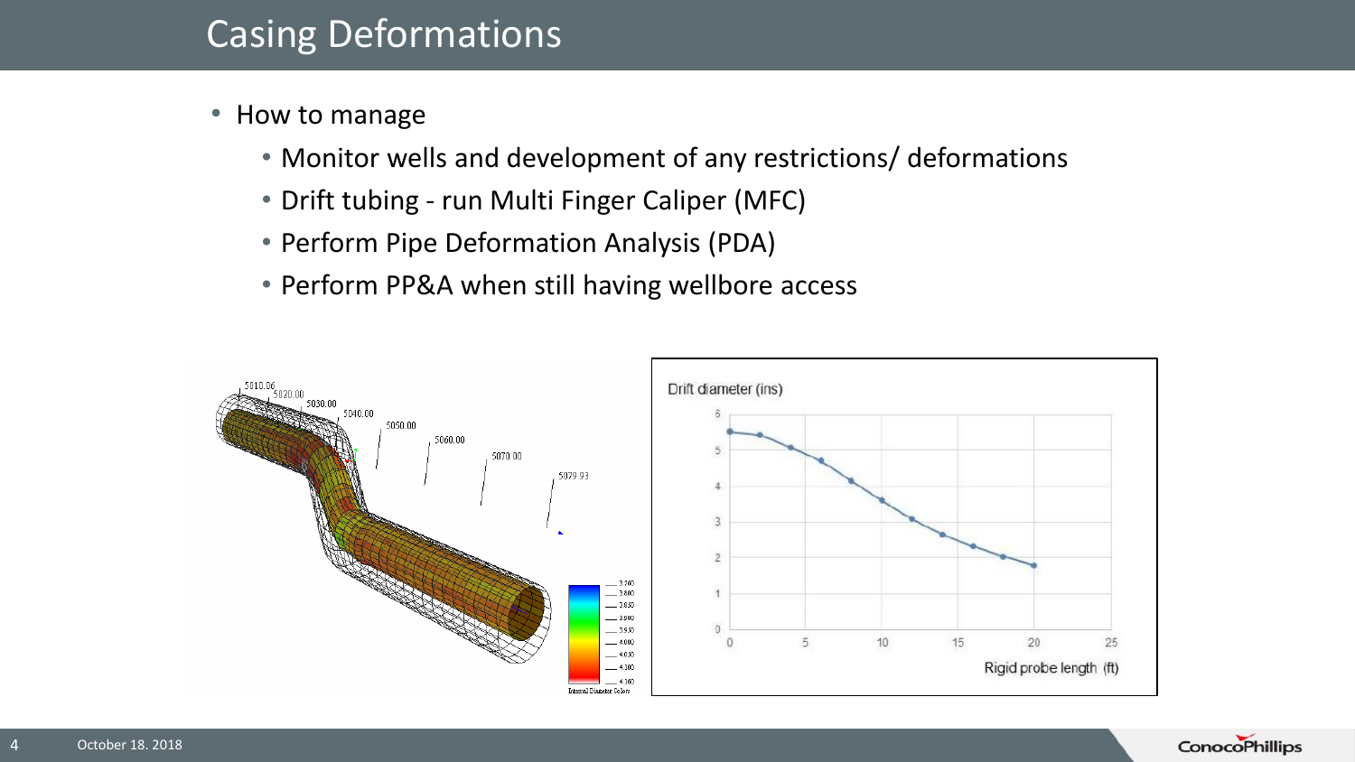# Casing Deformations

- How to manage
  - Monitor wells and development of any restrictions/ deformations
  - Drift tubing - run Multi Finger Caliper (MFC)
  - Perform Pipe Deformation Analysis (PDA)
  - Perform PP&A when still having wellbore access

5010.06
5020.00
5030.00
5040.00
5050.00
5060.00
5070.00
5079.93

3.760
3.800
3.850
3.900
3.950
4.000
4.050
4.100
4.160
Internal Diameter Colors

Drift diameter (ins)

0
1
2
3
4
5
6

0
5
10
15
20
25

Rigid probe length (ft)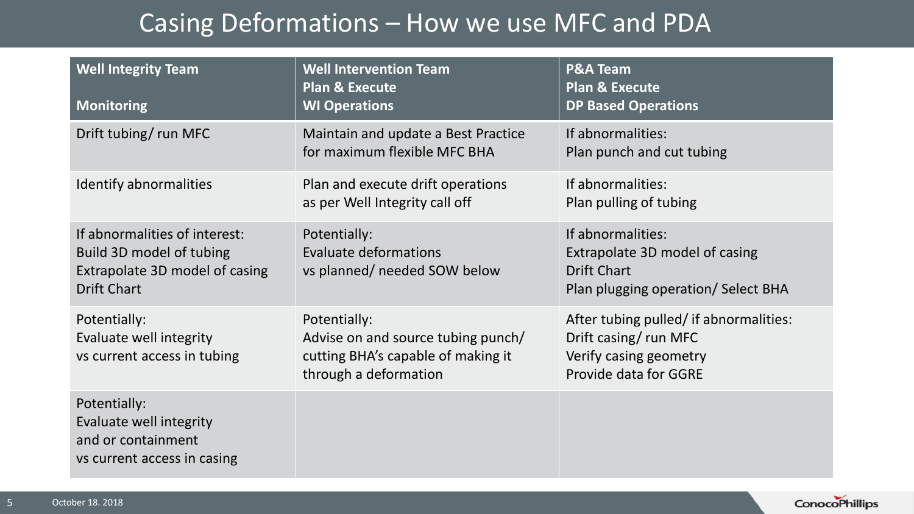# Casing Deformations – How we use MFC and PDA

| **Well Integrity Team**<br><br>**Monitoring** | **Well Intervention Team**<br>**Plan & Execute**<br>**WI Operations** | **P&A Team**<br>**Plan & Execute**<br>**DP Based Operations** |
| --- | --- | --- |
| Drift tubing/ run MFC | Maintain and update a Best Practice for maximum flexible MFC BHA | If abnormalities:<br>Plan punch and cut tubing |
| Identify abnormalities | Plan and execute drift operations as per Well Integrity call off | If abnormalities:<br>Plan pulling of tubing |
| If abnormalities of interest:<br>Build 3D model of tubing<br>Extrapolate 3D model of casing<br>Drift Chart | Potentially:<br>Evaluate deformations<br>vs planned/ needed SOW below | If abnormalities:<br>Extrapolate 3D model of casing<br>Drift Chart<br>Plan plugging operation/ Select BHA |
| Potentially:<br>Evaluate well integrity<br>vs current access in tubing | Potentially:<br>Advise on and source tubing punch/ cutting BHA's capable of making it through a deformation | After tubing pulled/ if abnormalities:<br>Drift casing/ run MFC<br>Verify casing geometry<br>Provide data for GGRE |
| Potentially:<br>Evaluate well integrity<br>and or containment<br>vs current access in casing | | |

October 18. 2018

ConocoPhillips